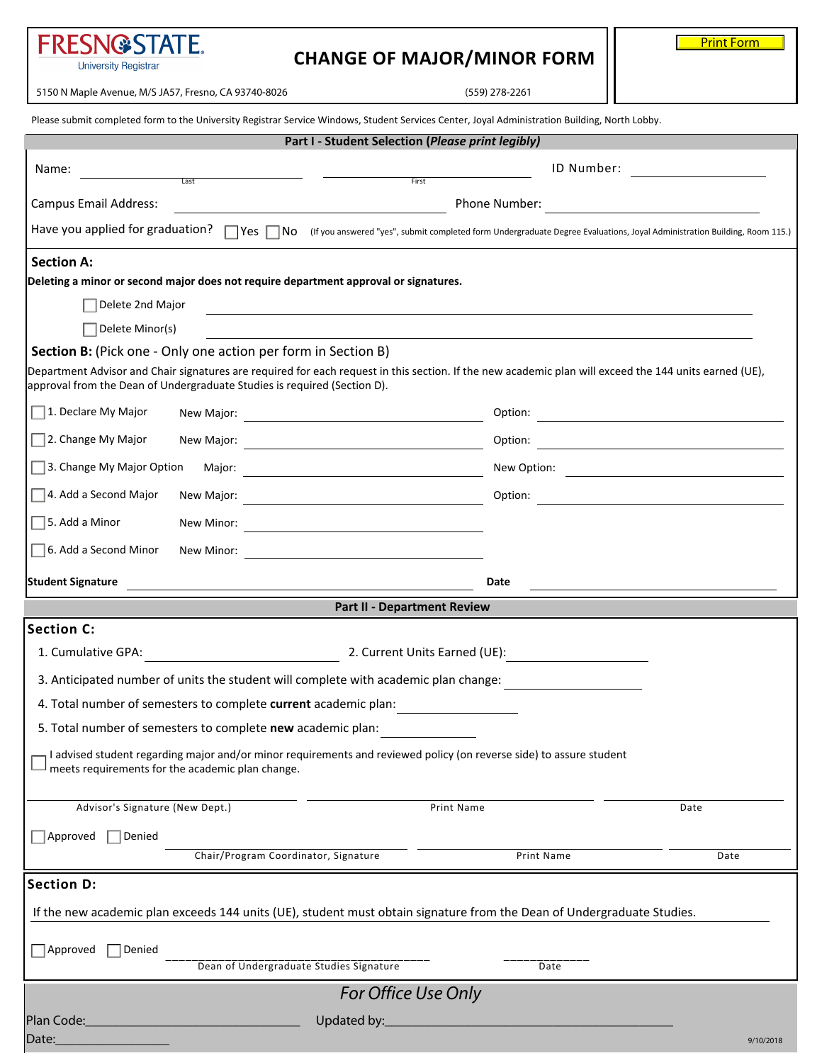FRESNO STATE
University Registrar

# CHANGE OF MAJOR/MINOR FORM

5150 N Maple Avenue, M/S JA57, Fresno, CA 93740-8026 (559) 278-2261

Print Form

Please submit completed form to the University Registrar Service Windows, Student Services Center, Joyal Administration Building, North Lobby.

## Part I - Student Selection (*Please print legibly*)

Name: ____________________ (Last) ____________________ (First) ID Number: ____________________

Campus Email Address: ____________________ Phone Number: ____________________

Have you applied for graduation? ☐ Yes ☐ No (If you answered "yes", submit completed form Undergraduate Degree Evaluations, Joyal Administration Building, Room 115.)

### Section A:

**Deleting a minor or second major does not require department approval or signatures.**

☐ Delete 2nd Major ____________________

☐ Delete Minor(s) ____________________

### Section B: (Pick one - Only one action per form in Section B)

Department Advisor and Chair signatures are required for each request in this section. If the new academic plan will exceed the 144 units earned (UE), approval from the Dean of Undergraduate Studies is required (Section D).

☐ 1. Declare My Major New Major: ____________________ Option: ____________________

☐ 2. Change My Major New Major: ____________________ Option: ____________________

☐ 3. Change My Major Option Major: ____________________ New Option: ____________________

☐ 4. Add a Second Major New Major: ____________________ Option: ____________________

☐ 5. Add a Minor New Minor: ____________________

☐ 6. Add a Second Minor New Minor: ____________________

**Student Signature** ____________________ **Date** ____________________

## Part II - Department Review

### Section C:

1. Cumulative GPA: ____________________ 2. Current Units Earned (UE): ____________________

3. Anticipated number of units the student will complete with academic plan change: ____________________

4. Total number of semesters to complete **current** academic plan: ____________________

5. Total number of semesters to complete **new** academic plan: ____________________

☐ I advised student regarding major and/or minor requirements and reviewed policy (on reverse side) to assure student meets requirements for the academic plan change.

____________________ Advisor's Signature (New Dept.) ____________________ Print Name ____________________ Date

☐ Approved ☐ Denied ____________________ Chair/Program Coordinator, Signature ____________________ Print Name ____________________ Date

### Section D:

If the new academic plan exceeds 144 units (UE), student must obtain signature from the Dean of Undergraduate Studies.

☐ Approved ☐ Denied ____________________ Dean of Undergraduate Studies Signature ____________________ Date

*For Office Use Only*

Plan Code: ____________________ Updated by: ____________________

Date: ____________________

9/10/2018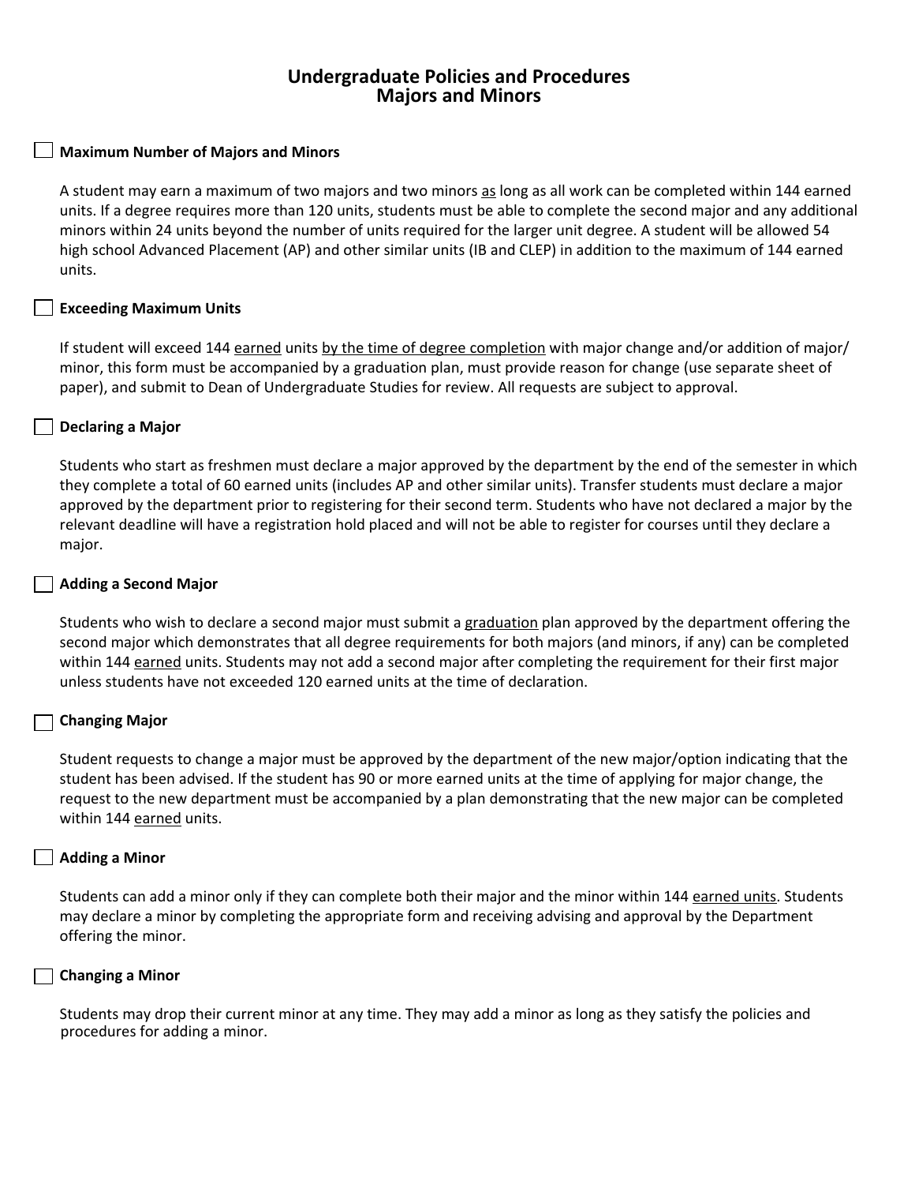# Undergraduate Policies and Procedures
# Majors and Minors

☐ **Maximum Number of Majors and Minors**

A student may earn a maximum of two majors and two minors as long as all work can be completed within 144 earned units. If a degree requires more than 120 units, students must be able to complete the second major and any additional minors within 24 units beyond the number of units required for the larger unit degree. A student will be allowed 54 high school Advanced Placement (AP) and other similar units (IB and CLEP) in addition to the maximum of 144 earned units.

☐ **Exceeding Maximum Units**

If student will exceed 144 earned units by the time of degree completion with major change and/or addition of major/ minor, this form must be accompanied by a graduation plan, must provide reason for change (use separate sheet of paper), and submit to Dean of Undergraduate Studies for review. All requests are subject to approval.

☐ **Declaring a Major**

Students who start as freshmen must declare a major approved by the department by the end of the semester in which they complete a total of 60 earned units (includes AP and other similar units). Transfer students must declare a major approved by the department prior to registering for their second term. Students who have not declared a major by the relevant deadline will have a registration hold placed and will not be able to register for courses until they declare a major.

☐ **Adding a Second Major**

Students who wish to declare a second major must submit a graduation plan approved by the department offering the second major which demonstrates that all degree requirements for both majors (and minors, if any) can be completed within 144 earned units. Students may not add a second major after completing the requirement for their first major unless students have not exceeded 120 earned units at the time of declaration.

☐ **Changing Major**

Student requests to change a major must be approved by the department of the new major/option indicating that the student has been advised. If the student has 90 or more earned units at the time of applying for major change, the request to the new department must be accompanied by a plan demonstrating that the new major can be completed within 144 earned units.

☐ **Adding a Minor**

Students can add a minor only if they can complete both their major and the minor within 144 earned units. Students may declare a minor by completing the appropriate form and receiving advising and approval by the Department offering the minor.

☐ **Changing a Minor**

Students may drop their current minor at any time. They may add a minor as long as they satisfy the policies and procedures for adding a minor.